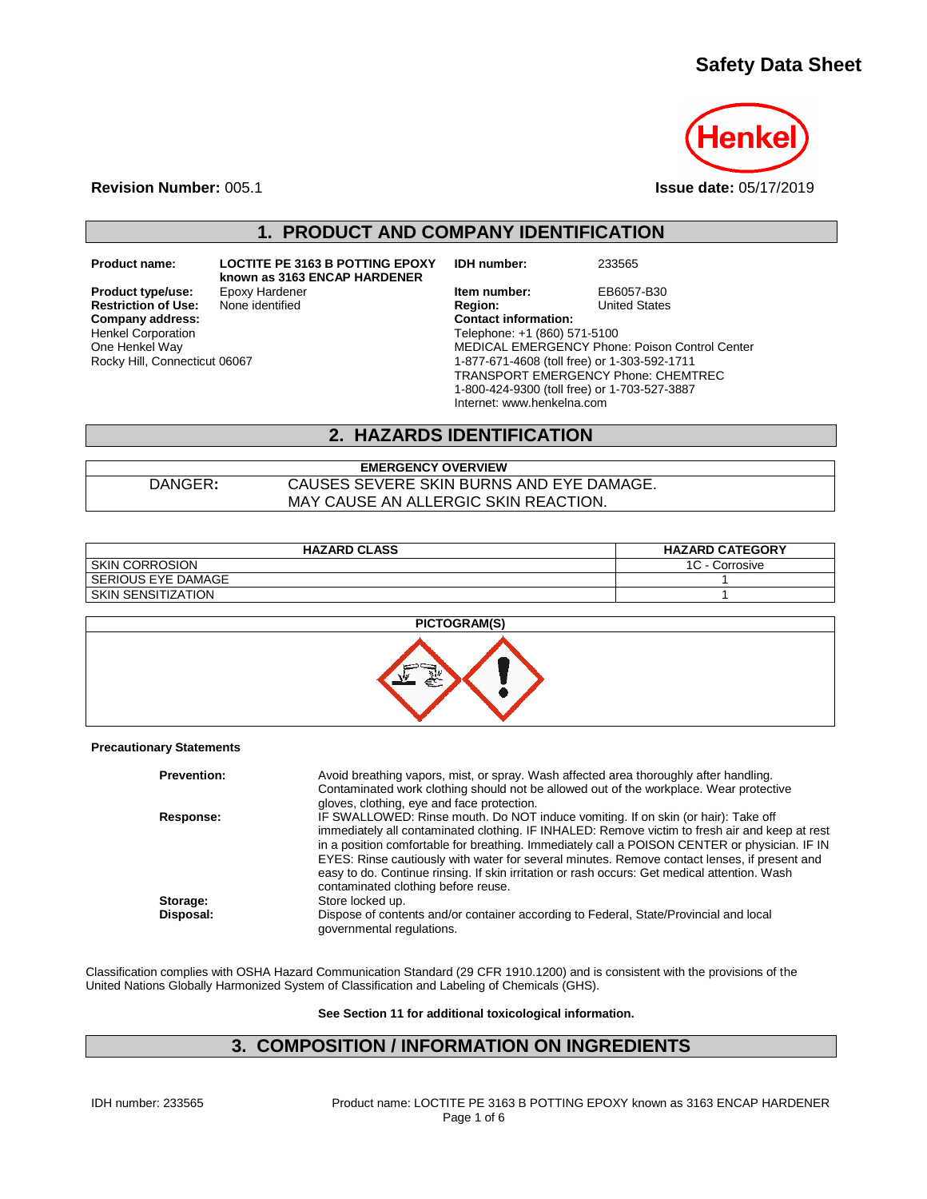# Safety Data Sheet

**Revision Number:** 005.1

**Issue date:** 05/17/2019

## 1. PRODUCT AND COMPANY IDENTIFICATION

**Product name:** LOCTITE PE 3163 B POTTING EPOXY known as 3163 ENCAP HARDENER

**Product type/use:** Epoxy Hardener

**Restriction of Use:** None identified

**Company address:**
Henkel Corporation
One Henkel Way
Rocky Hill, Connecticut 06067

**IDH number:** 233565

**Item number:** EB6057-B30

**Region:** United States

**Contact information:**
Telephone: +1 (860) 571-5100
MEDICAL EMERGENCY Phone: Poison Control Center
1-877-671-4608 (toll free) or 1-303-592-1711
TRANSPORT EMERGENCY Phone: CHEMTREC
1-800-424-9300 (toll free) or 1-703-527-3887
Internet: www.henkelna.com

## 2. HAZARDS IDENTIFICATION

| EMERGENCY OVERVIEW | |
|---|---|
| DANGER: | CAUSES SEVERE SKIN BURNS AND EYE DAMAGE.<br>MAY CAUSE AN ALLERGIC SKIN REACTION. |

| HAZARD CLASS | HAZARD CATEGORY |
|---|---|
| SKIN CORROSION | 1C - Corrosive |
| SERIOUS EYE DAMAGE | 1 |
| SKIN SENSITIZATION | 1 |

**PICTOGRAM(S)**

**Precautionary Statements**

**Prevention:** Avoid breathing vapors, mist, or spray. Wash affected area thoroughly after handling. Contaminated work clothing should not be allowed out of the workplace. Wear protective gloves, clothing, eye and face protection.

**Response:** IF SWALLOWED: Rinse mouth. Do NOT induce vomiting. If on skin (or hair): Take off immediately all contaminated clothing. IF INHALED: Remove victim to fresh air and keep at rest in a position comfortable for breathing. Immediately call a POISON CENTER or physician. IF IN EYES: Rinse cautiously with water for several minutes. Remove contact lenses, if present and easy to do. Continue rinsing. If skin irritation or rash occurs: Get medical attention. Wash contaminated clothing before reuse.

**Storage:** Store locked up.

**Disposal:** Dispose of contents and/or container according to Federal, State/Provincial and local governmental regulations.

Classification complies with OSHA Hazard Communication Standard (29 CFR 1910.1200) and is consistent with the provisions of the United Nations Globally Harmonized System of Classification and Labeling of Chemicals (GHS).

**See Section 11 for additional toxicological information.**

## 3. COMPOSITION / INFORMATION ON INGREDIENTS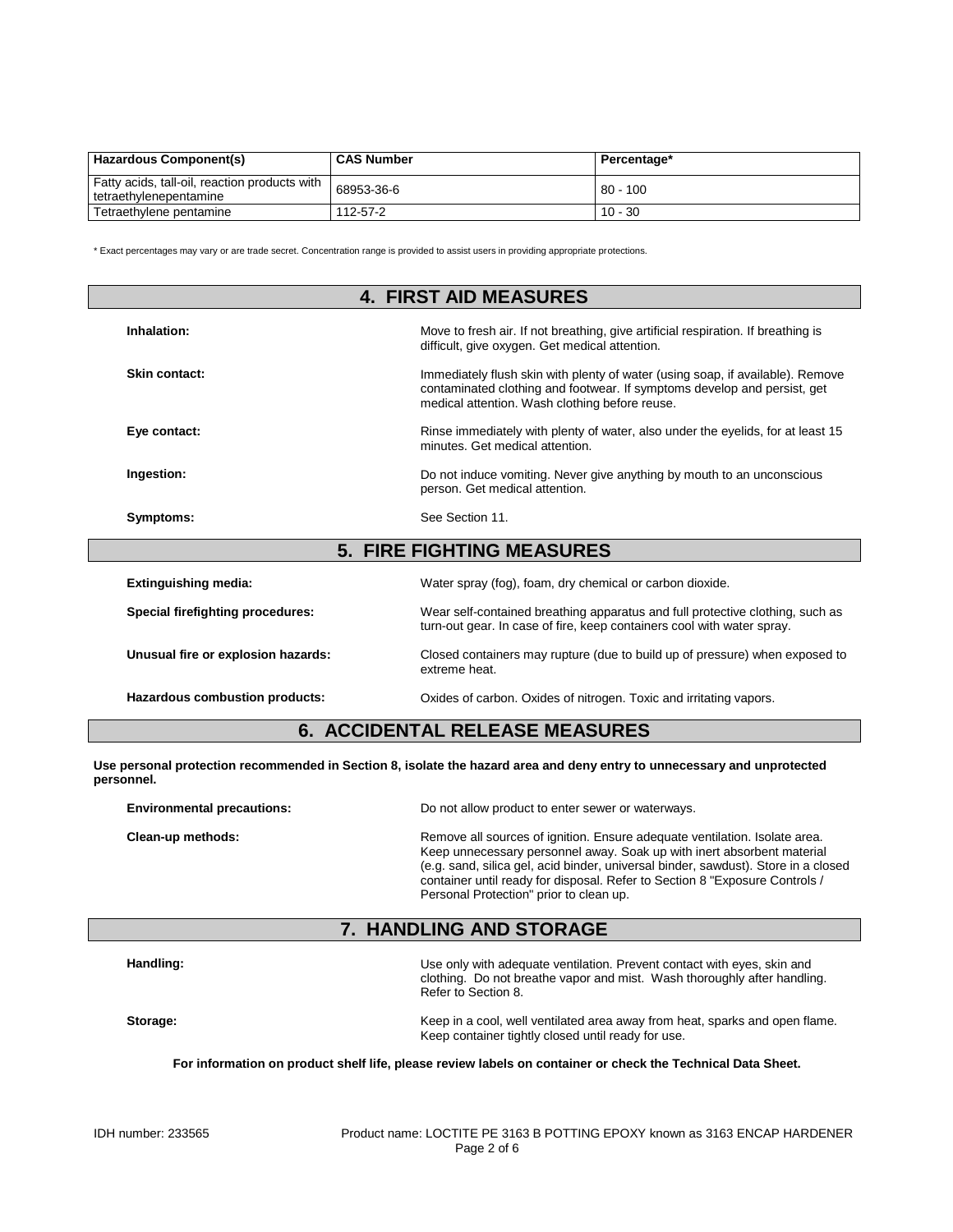| Hazardous Component(s) | CAS Number | Percentage* |
|---|---|---|
| Fatty acids, tall-oil, reaction products with tetraethylenepentamine | 68953-36-6 | 80 - 100 |
| Tetraethylene pentamine | 112-57-2 | 10 - 30 |

\* Exact percentages may vary or are trade secret. Concentration range is provided to assist users in providing appropriate protections.

## 4. FIRST AID MEASURES

**Inhalation:** Move to fresh air. If not breathing, give artificial respiration. If breathing is difficult, give oxygen. Get medical attention.

**Skin contact:** Immediately flush skin with plenty of water (using soap, if available). Remove contaminated clothing and footwear. If symptoms develop and persist, get medical attention. Wash clothing before reuse.

**Eye contact:** Rinse immediately with plenty of water, also under the eyelids, for at least 15 minutes. Get medical attention.

**Ingestion:** Do not induce vomiting. Never give anything by mouth to an unconscious person. Get medical attention.

**Symptoms:** See Section 11.

## 5. FIRE FIGHTING MEASURES

**Extinguishing media:** Water spray (fog), foam, dry chemical or carbon dioxide.

**Special firefighting procedures:** Wear self-contained breathing apparatus and full protective clothing, such as turn-out gear. In case of fire, keep containers cool with water spray.

**Unusual fire or explosion hazards:** Closed containers may rupture (due to build up of pressure) when exposed to extreme heat.

**Hazardous combustion products:** Oxides of carbon. Oxides of nitrogen. Toxic and irritating vapors.

## 6. ACCIDENTAL RELEASE MEASURES

**Use personal protection recommended in Section 8, isolate the hazard area and deny entry to unnecessary and unprotected personnel.**

**Environmental precautions:** Do not allow product to enter sewer or waterways.

**Clean-up methods:** Remove all sources of ignition. Ensure adequate ventilation. Isolate area. Keep unnecessary personnel away. Soak up with inert absorbent material (e.g. sand, silica gel, acid binder, universal binder, sawdust). Store in a closed container until ready for disposal. Refer to Section 8 "Exposure Controls / Personal Protection" prior to clean up.

## 7. HANDLING AND STORAGE

**Handling:** Use only with adequate ventilation. Prevent contact with eyes, skin and clothing. Do not breathe vapor and mist. Wash thoroughly after handling. Refer to Section 8.

**Storage:** Keep in a cool, well ventilated area away from heat, sparks and open flame. Keep container tightly closed until ready for use.

**For information on product shelf life, please review labels on container or check the Technical Data Sheet.**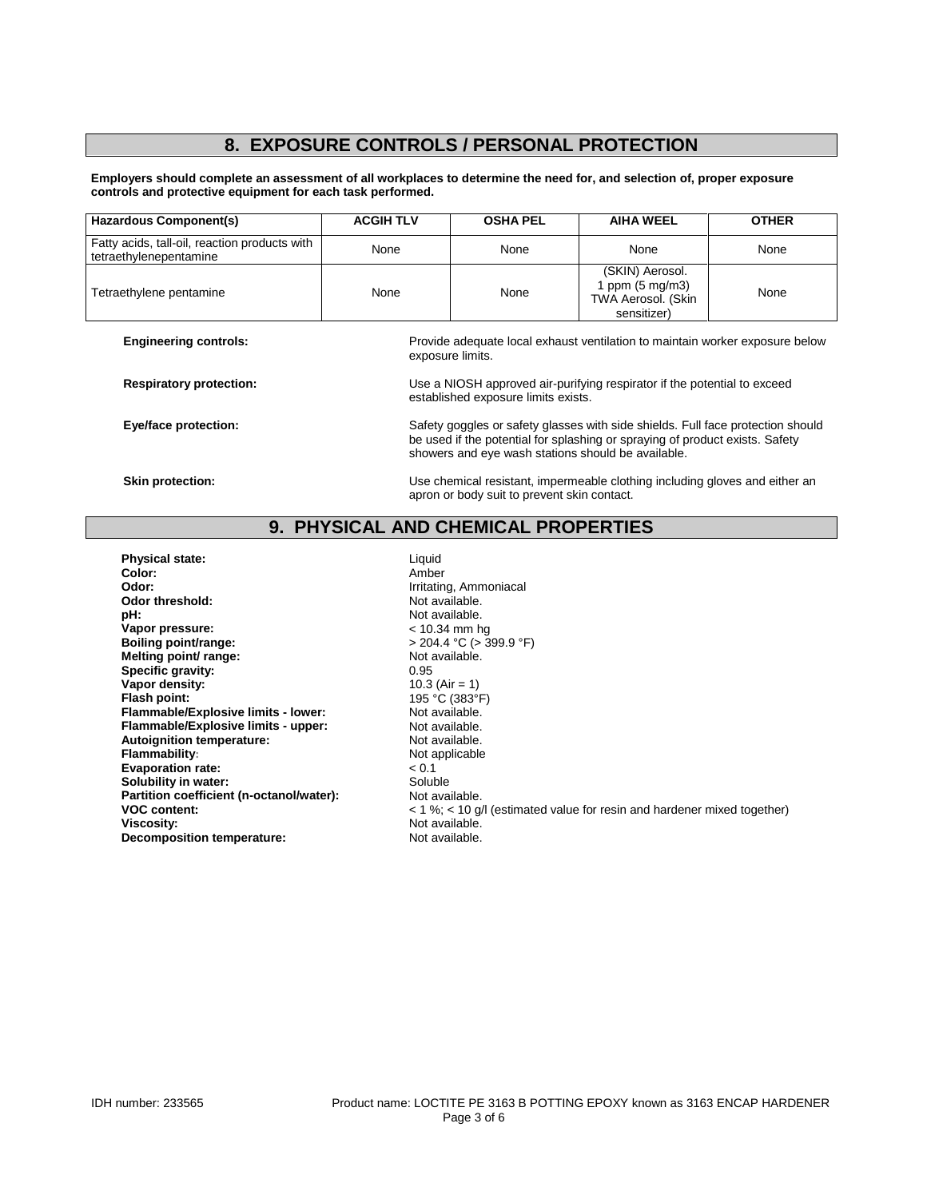## 8. EXPOSURE CONTROLS / PERSONAL PROTECTION

**Employers should complete an assessment of all workplaces to determine the need for, and selection of, proper exposure controls and protective equipment for each task performed.**

| Hazardous Component(s) | ACGIH TLV | OSHA PEL | AIHA WEEL | OTHER |
|---|---|---|---|---|
| Fatty acids, tall-oil, reaction products with tetraethylenepentamine | None | None | None | None |
| Tetraethylene pentamine | None | None | (SKIN) Aerosol. 1 ppm (5 mg/m3) TWA Aerosol. (Skin sensitizer) | None |

**Engineering controls:** Provide adequate local exhaust ventilation to maintain worker exposure below exposure limits.

**Respiratory protection:** Use a NIOSH approved air-purifying respirator if the potential to exceed established exposure limits exists.

**Eye/face protection:** Safety goggles or safety glasses with side shields. Full face protection should be used if the potential for splashing or spraying of product exists. Safety showers and eye wash stations should be available.

**Skin protection:** Use chemical resistant, impermeable clothing including gloves and either an apron or body suit to prevent skin contact.

## 9. PHYSICAL AND CHEMICAL PROPERTIES

**Physical state:** Liquid
**Color:** Amber
**Odor:** Irritating, Ammoniacal
**Odor threshold:** Not available.
**pH:** Not available.
**Vapor pressure:** < 10.34 mm hg
**Boiling point/range:** > 204.4 °C (> 399.9 °F)
**Melting point/ range:** Not available.
**Specific gravity:** 0.95
**Vapor density:** 10.3 (Air = 1)
**Flash point:** 195 °C (383°F)
**Flammable/Explosive limits - lower:** Not available.
**Flammable/Explosive limits - upper:** Not available.
**Autoignition temperature:** Not available.
**Flammability:** Not applicable
**Evaporation rate:** < 0.1
**Solubility in water:** Soluble
**Partition coefficient (n-octanol/water):** Not available.
**VOC content:** < 1 %; < 10 g/l (estimated value for resin and hardener mixed together)
**Viscosity:** Not available.
**Decomposition temperature:** Not available.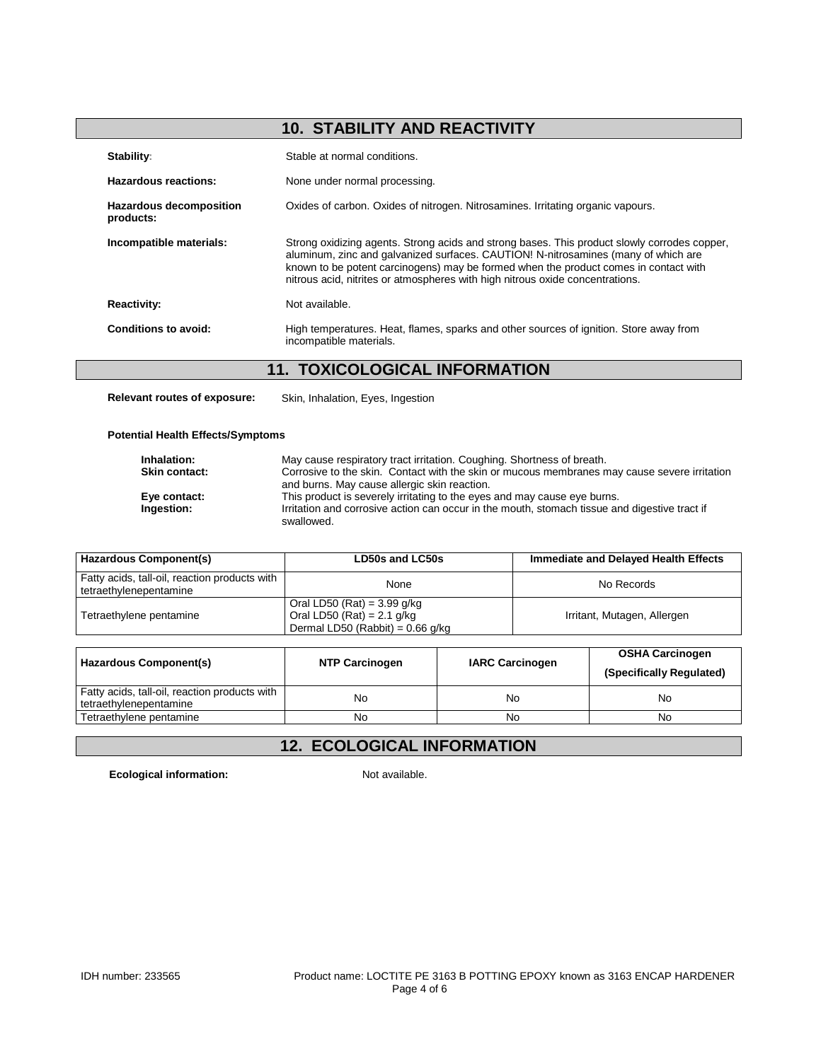## 10. STABILITY AND REACTIVITY

**Stability:** Stable at normal conditions.

**Hazardous reactions:** None under normal processing.

**Hazardous decomposition products:** Oxides of carbon. Oxides of nitrogen. Nitrosamines. Irritating organic vapours.

**Incompatible materials:** Strong oxidizing agents. Strong acids and strong bases. This product slowly corrodes copper, aluminum, zinc and galvanized surfaces. CAUTION! N-nitrosamines (many of which are known to be potent carcinogens) may be formed when the product comes in contact with nitrous acid, nitrites or atmospheres with high nitrous oxide concentrations.

**Reactivity:** Not available.

**Conditions to avoid:** High temperatures. Heat, flames, sparks and other sources of ignition. Store away from incompatible materials.

## 11. TOXICOLOGICAL INFORMATION

**Relevant routes of exposure:** Skin, Inhalation, Eyes, Ingestion

**Potential Health Effects/Symptoms**

**Inhalation:** May cause respiratory tract irritation. Coughing. Shortness of breath.

**Skin contact:** Corrosive to the skin. Contact with the skin or mucous membranes may cause severe irritation and burns. May cause allergic skin reaction.

**Eye contact:** This product is severely irritating to the eyes and may cause eye burns.

**Ingestion:** Irritation and corrosive action can occur in the mouth, stomach tissue and digestive tract if swallowed.

| Hazardous Component(s) | LD50s and LC50s | Immediate and Delayed Health Effects |
|---|---|---|
| Fatty acids, tall-oil, reaction products with tetraethylenepentamine | None | No Records |
| Tetraethylene pentamine | Oral LD50 (Rat) = 3.99 g/kg<br>Oral LD50 (Rat) = 2.1 g/kg<br>Dermal LD50 (Rabbit) = 0.66 g/kg | Irritant, Mutagen, Allergen |

| Hazardous Component(s) | NTP Carcinogen | IARC Carcinogen | OSHA Carcinogen (Specifically Regulated) |
|---|---|---|---|
| Fatty acids, tall-oil, reaction products with tetraethylenepentamine | No | No | No |
| Tetraethylene pentamine | No | No | No |

## 12. ECOLOGICAL INFORMATION

**Ecological information:** Not available.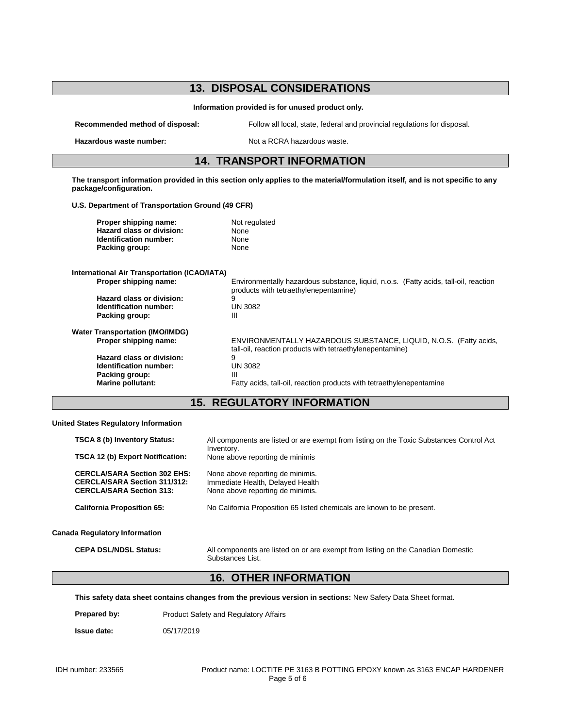## 13. DISPOSAL CONSIDERATIONS

**Information provided is for unused product only.**

**Recommended method of disposal:** Follow all local, state, federal and provincial regulations for disposal.

**Hazardous waste number:** Not a RCRA hazardous waste.

## 14. TRANSPORT INFORMATION

**The transport information provided in this section only applies to the material/formulation itself, and is not specific to any package/configuration.**

**U.S. Department of Transportation Ground (49 CFR)**

**Proper shipping name:** Not regulated
**Hazard class or division:** None
**Identification number:** None
**Packing group:** None

**International Air Transportation (ICAO/IATA)**

**Proper shipping name:** Environmentally hazardous substance, liquid, n.o.s. (Fatty acids, tall-oil, reaction products with tetraethylenepentamine)
**Hazard class or division:** 9
**Identification number:** UN 3082
**Packing group:** III

**Water Transportation (IMO/IMDG)**

**Proper shipping name:** ENVIRONMENTALLY HAZARDOUS SUBSTANCE, LIQUID, N.O.S. (Fatty acids, tall-oil, reaction products with tetraethylenepentamine)
**Hazard class or division:** 9
**Identification number:** UN 3082
**Packing group:** III
**Marine pollutant:** Fatty acids, tall-oil, reaction products with tetraethylenepentamine

## 15. REGULATORY INFORMATION

**United States Regulatory Information**

**TSCA 8 (b) Inventory Status:** All components are listed or are exempt from listing on the Toxic Substances Control Act Inventory.
**TSCA 12 (b) Export Notification:** None above reporting de minimis

**CERCLA/SARA Section 302 EHS:** None above reporting de minimis.
**CERCLA/SARA Section 311/312:** Immediate Health, Delayed Health
**CERCLA/SARA Section 313:** None above reporting de minimis.

**California Proposition 65:** No California Proposition 65 listed chemicals are known to be present.

**Canada Regulatory Information**

**CEPA DSL/NDSL Status:** All components are listed on or are exempt from listing on the Canadian Domestic Substances List.

## 16. OTHER INFORMATION

**This safety data sheet contains changes from the previous version in sections:** New Safety Data Sheet format.

**Prepared by:** Product Safety and Regulatory Affairs

**Issue date:** 05/17/2019

IDH number: 233565 Product name: LOCTITE PE 3163 B POTTING EPOXY known as 3163 ENCAP HARDENER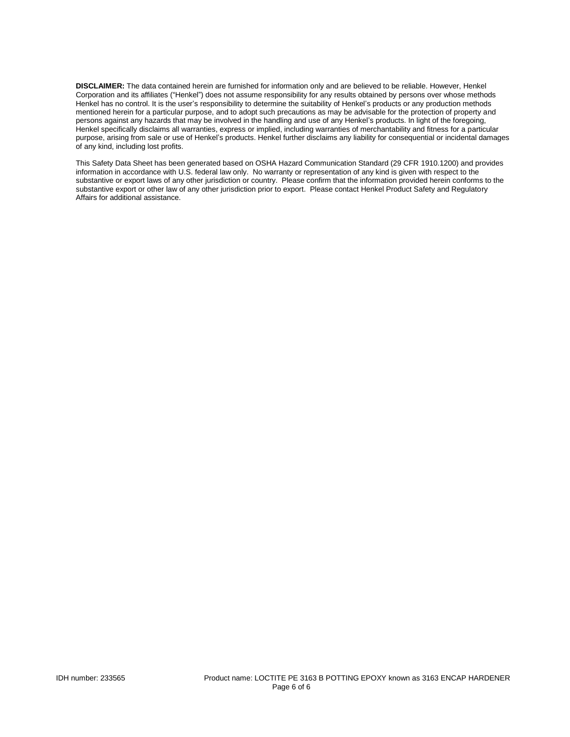**DISCLAIMER:** The data contained herein are furnished for information only and are believed to be reliable. However, Henkel Corporation and its affiliates ("Henkel") does not assume responsibility for any results obtained by persons over whose methods Henkel has no control. It is the user's responsibility to determine the suitability of Henkel's products or any production methods mentioned herein for a particular purpose, and to adopt such precautions as may be advisable for the protection of property and persons against any hazards that may be involved in the handling and use of any Henkel's products. In light of the foregoing, Henkel specifically disclaims all warranties, express or implied, including warranties of merchantability and fitness for a particular purpose, arising from sale or use of Henkel's products. Henkel further disclaims any liability for consequential or incidental damages of any kind, including lost profits.

This Safety Data Sheet has been generated based on OSHA Hazard Communication Standard (29 CFR 1910.1200) and provides information in accordance with U.S. federal law only. No warranty or representation of any kind is given with respect to the substantive or export laws of any other jurisdiction or country. Please confirm that the information provided herein conforms to the substantive export or other law of any other jurisdiction prior to export. Please contact Henkel Product Safety and Regulatory Affairs for additional assistance.